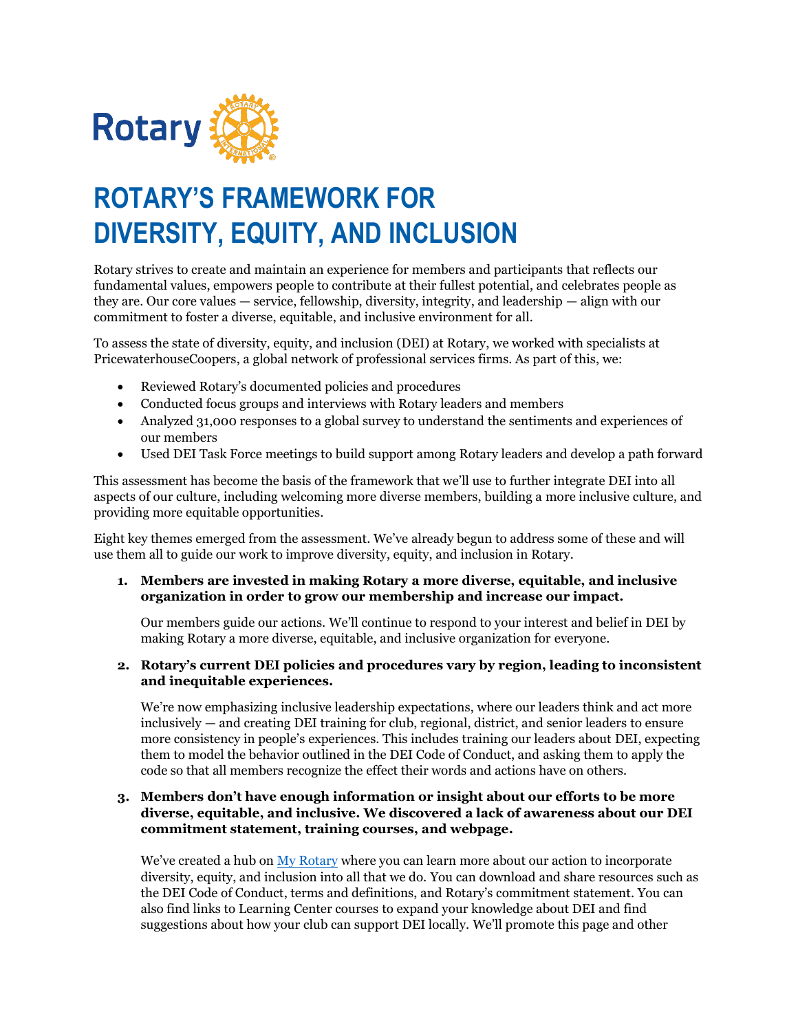# ROTARY'S FRAMEWORK FOR DIVERSITY, EQUITY, AND INCLUSION

Rotary strives to create and maintain an experience for members and participants that reflects our fundamental values, empowers people to contribute at their fullest potential, and celebrates people as they are. Our core values — service, fellowship, diversity, integrity, and leadership — align with our commitment to foster a diverse, equitable, and inclusive environment for all.

To assess the state of diversity, equity, and inclusion (DEI) at Rotary, we worked with specialists at PricewaterhouseCoopers, a global network of professional services firms. As part of this, we:

- Reviewed Rotary's documented policies and procedures
- Conducted focus groups and interviews with Rotary leaders and members
- Analyzed 31,000 responses to a global survey to understand the sentiments and experiences of our members
- Used DEI Task Force meetings to build support among Rotary leaders and develop a path forward

This assessment has become the basis of the framework that we'll use to further integrate DEI into all aspects of our culture, including welcoming more diverse members, building a more inclusive culture, and providing more equitable opportunities.

Eight key themes emerged from the assessment. We've already begun to address some of these and will use them all to guide our work to improve diversity, equity, and inclusion in Rotary.

1. **Members are invested in making Rotary a more diverse, equitable, and inclusive organization in order to grow our membership and increase our impact.**

   Our members guide our actions. We'll continue to respond to your interest and belief in DEI by making Rotary a more diverse, equitable, and inclusive organization for everyone.

2. **Rotary's current DEI policies and procedures vary by region, leading to inconsistent and inequitable experiences.**

   We're now emphasizing inclusive leadership expectations, where our leaders think and act more inclusively — and creating DEI training for club, regional, district, and senior leaders to ensure more consistency in people's experiences. This includes training our leaders about DEI, expecting them to model the behavior outlined in the DEI Code of Conduct, and asking them to apply the code so that all members recognize the effect their words and actions have on others.

3. **Members don't have enough information or insight about our efforts to be more diverse, equitable, and inclusive. We discovered a lack of awareness about our DEI commitment statement, training courses, and webpage.**

   We've created a hub on [My Rotary]() where you can learn more about our action to incorporate diversity, equity, and inclusion into all that we do. You can download and share resources such as the DEI Code of Conduct, terms and definitions, and Rotary's commitment statement. You can also find links to Learning Center courses to expand your knowledge about DEI and find suggestions about how your club can support DEI locally. We'll promote this page and other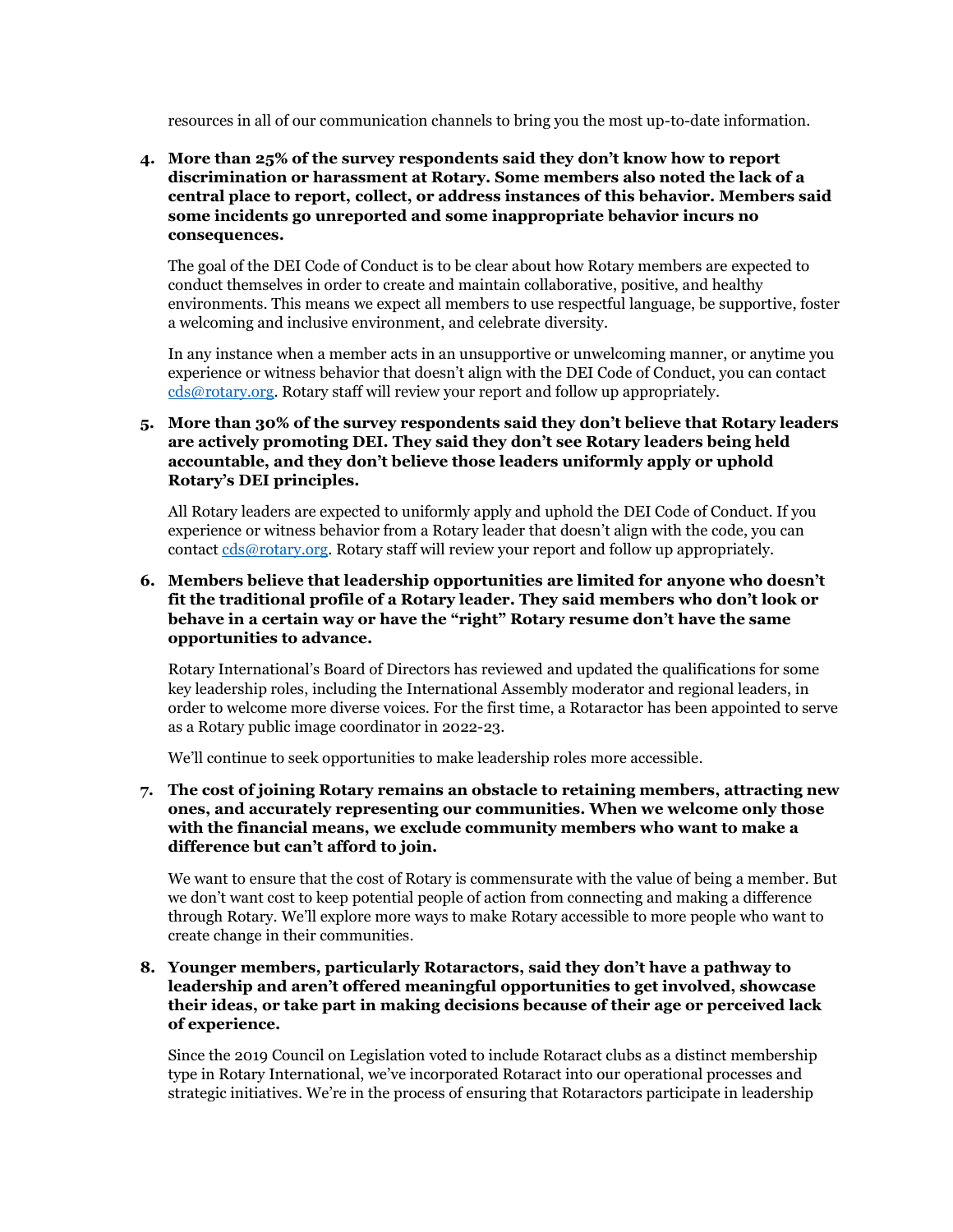resources in all of our communication channels to bring you the most up-to-date information.

4. **More than 25% of the survey respondents said they don't know how to report discrimination or harassment at Rotary. Some members also noted the lack of a central place to report, collect, or address instances of this behavior. Members said some incidents go unreported and some inappropriate behavior incurs no consequences.**

   The goal of the DEI Code of Conduct is to be clear about how Rotary members are expected to conduct themselves in order to create and maintain collaborative, positive, and healthy environments. This means we expect all members to use respectful language, be supportive, foster a welcoming and inclusive environment, and celebrate diversity.

   In any instance when a member acts in an unsupportive or unwelcoming manner, or anytime you experience or witness behavior that doesn't align with the DEI Code of Conduct, you can contact [cds@rotary.org](mailto:cds@rotary.org). Rotary staff will review your report and follow up appropriately.

5. **More than 30% of the survey respondents said they don't believe that Rotary leaders are actively promoting DEI. They said they don't see Rotary leaders being held accountable, and they don't believe those leaders uniformly apply or uphold Rotary's DEI principles.**

   All Rotary leaders are expected to uniformly apply and uphold the DEI Code of Conduct. If you experience or witness behavior from a Rotary leader that doesn't align with the code, you can contact [cds@rotary.org](mailto:cds@rotary.org). Rotary staff will review your report and follow up appropriately.

6. **Members believe that leadership opportunities are limited for anyone who doesn't fit the traditional profile of a Rotary leader. They said members who don't look or behave in a certain way or have the "right" Rotary resume don't have the same opportunities to advance.**

   Rotary International's Board of Directors has reviewed and updated the qualifications for some key leadership roles, including the International Assembly moderator and regional leaders, in order to welcome more diverse voices. For the first time, a Rotaractor has been appointed to serve as a Rotary public image coordinator in 2022-23.

   We'll continue to seek opportunities to make leadership roles more accessible.

7. **The cost of joining Rotary remains an obstacle to retaining members, attracting new ones, and accurately representing our communities. When we welcome only those with the financial means, we exclude community members who want to make a difference but can't afford to join.**

   We want to ensure that the cost of Rotary is commensurate with the value of being a member. But we don't want cost to keep potential people of action from connecting and making a difference through Rotary. We'll explore more ways to make Rotary accessible to more people who want to create change in their communities.

8. **Younger members, particularly Rotaractors, said they don't have a pathway to leadership and aren't offered meaningful opportunities to get involved, showcase their ideas, or take part in making decisions because of their age or perceived lack of experience.**

   Since the 2019 Council on Legislation voted to include Rotaract clubs as a distinct membership type in Rotary International, we've incorporated Rotaract into our operational processes and strategic initiatives. We're in the process of ensuring that Rotaractors participate in leadership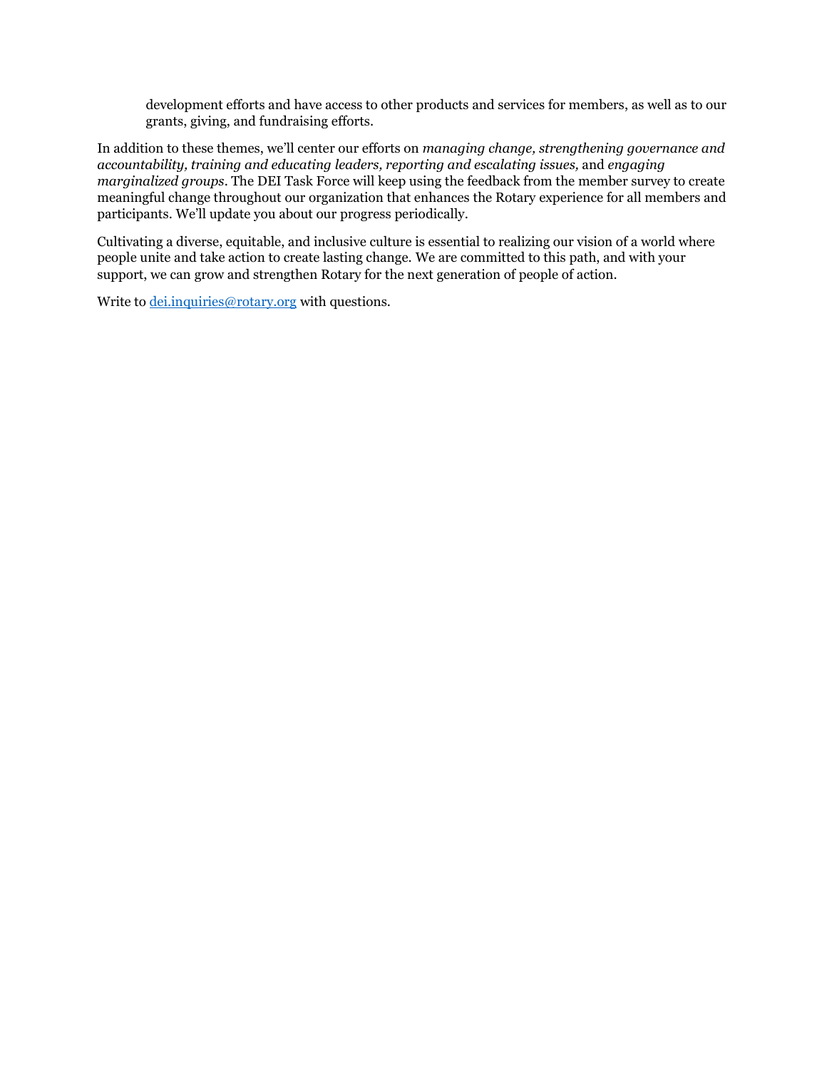development efforts and have access to other products and services for members, as well as to our grants, giving, and fundraising efforts.

In addition to these themes, we'll center our efforts on *managing change, strengthening governance and accountability, training and educating leaders, reporting and escalating issues,* and *engaging marginalized groups*. The DEI Task Force will keep using the feedback from the member survey to create meaningful change throughout our organization that enhances the Rotary experience for all members and participants. We'll update you about our progress periodically.

Cultivating a diverse, equitable, and inclusive culture is essential to realizing our vision of a world where people unite and take action to create lasting change. We are committed to this path, and with your support, we can grow and strengthen Rotary for the next generation of people of action.

Write to [dei.inquiries@rotary.org](mailto:dei.inquiries@rotary.org) with questions.